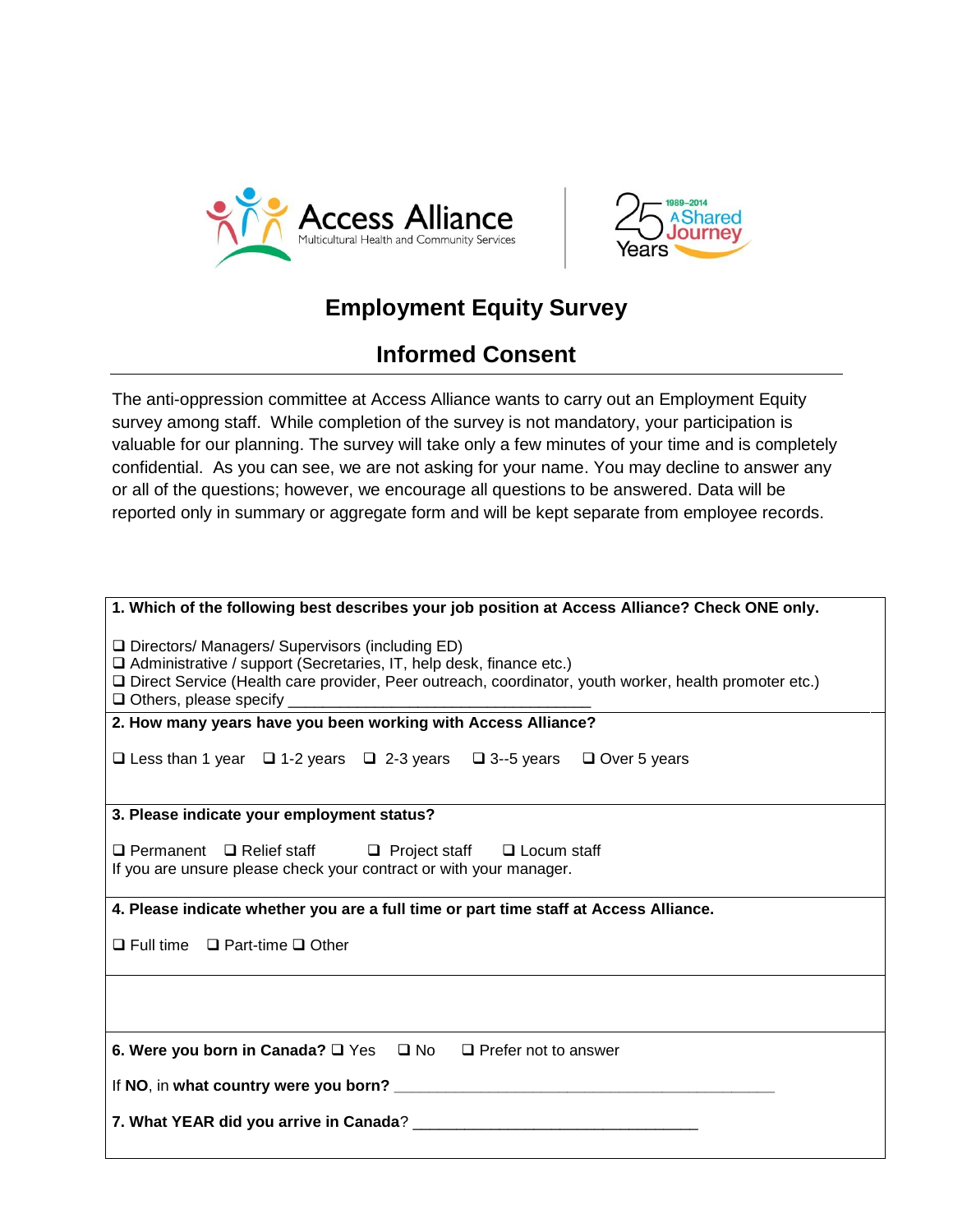Access Alliance
Multicultural Health and Community Services

25 Years 1989–2014 A Shared Journey

# Employment Equity Survey

## Informed Consent

The anti-oppression committee at Access Alliance wants to carry out an Employment Equity survey among staff. While completion of the survey is not mandatory, your participation is valuable for our planning. The survey will take only a few minutes of your time and is completely confidential. As you can see, we are not asking for your name. You may decline to answer any or all of the questions; however, we encourage all questions to be answered. Data will be reported only in summary or aggregate form and will be kept separate from employee records.

**1. Which of the following best describes your job position at Access Alliance? Check ONE only.**

❑ Directors/ Managers/ Supervisors (including ED)
❑ Administrative / support (Secretaries, IT, help desk, finance etc.)
❑ Direct Service (Health care provider, Peer outreach, coordinator, youth worker, health promoter etc.)
❑ Others, please specify ___________________________________

**2. How many years have you been working with Access Alliance?**

❑ Less than 1 year ❑ 1-2 years ❑ 2-3 years ❑ 3--5 years ❑ Over 5 years

**3. Please indicate your employment status?**

❑ Permanent ❑ Relief staff ❑ Project staff ❑ Locum staff
If you are unsure please check your contract or with your manager.

**4. Please indicate whether you are a full time or part time staff at Access Alliance.**

❑ Full time ❑ Part-time ❑ Other

**6. Were you born in Canada?** ❑ Yes ❑ No ❑ Prefer not to answer

If **NO**, in **what country were you born?** ____________________________________________

**7. What YEAR did you arrive in Canada**? _________________________________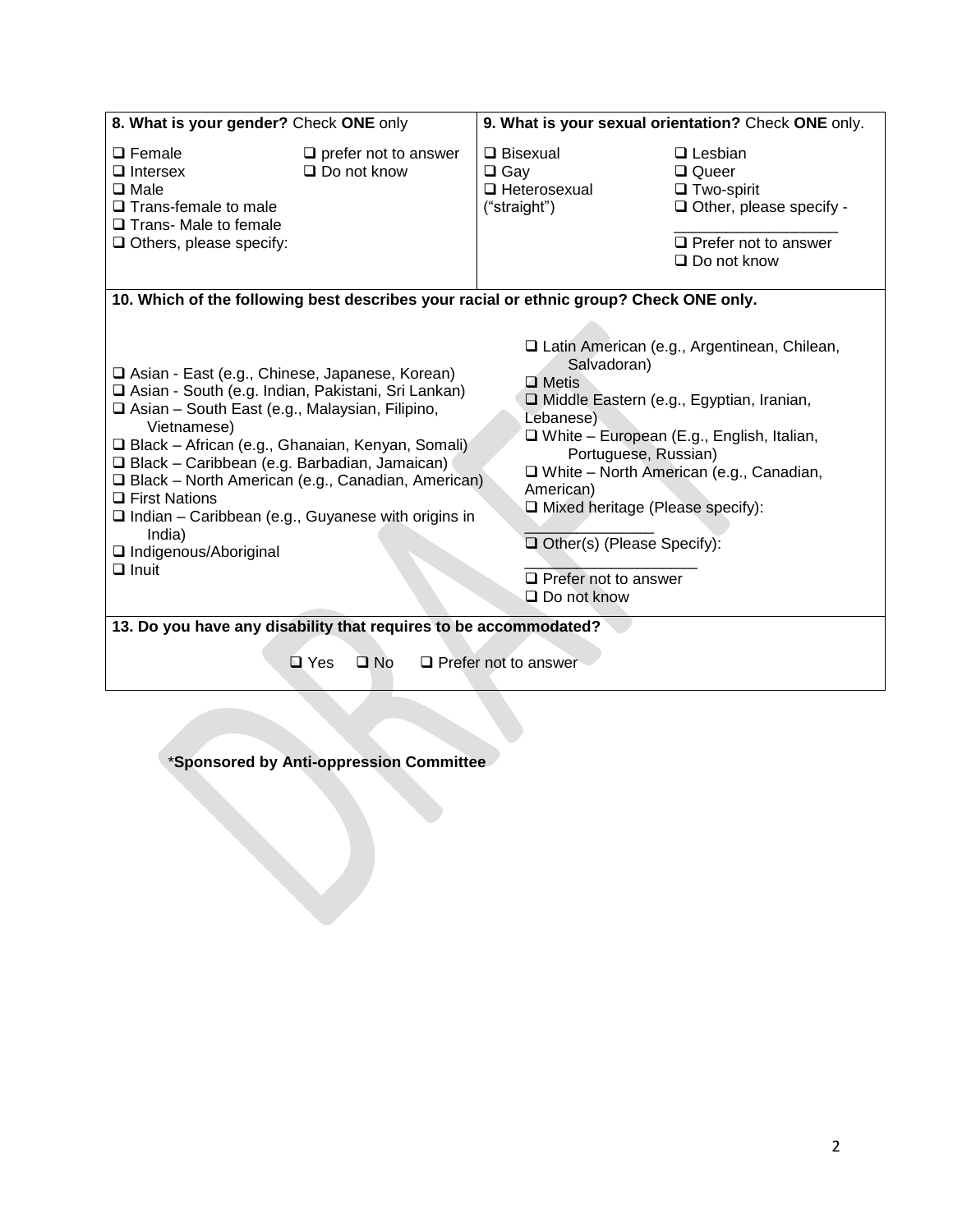**8. What is your gender?** Check **ONE** only

- ❑ Female
- ❑ Intersex
- ❑ Male
- ❑ Trans-female to male
- ❑ Trans- Male to female
- ❑ Others, please specify:
- ❑ prefer not to answer
- ❑ Do not know

**9. What is your sexual orientation?** Check **ONE** only.

- ❑ Bisexual
- ❑ Gay
- ❑ Heterosexual ("straight")
- ❑ Lesbian
- ❑ Queer
- ❑ Two-spirit
- ❑ Other, please specify - ___________________
- ❑ Prefer not to answer
- ❑ Do not know

**10. Which of the following best describes your racial or ethnic group? Check ONE only.**

- ❑ Asian - East (e.g., Chinese, Japanese, Korean)
- ❑ Asian - South (e.g. Indian, Pakistani, Sri Lankan)
- ❑ Asian – South East (e.g., Malaysian, Filipino, Vietnamese)
- ❑ Black – African (e.g., Ghanaian, Kenyan, Somali)
- ❑ Black – Caribbean (e.g. Barbadian, Jamaican)
- ❑ Black – North American (e.g., Canadian, American)
- ❑ First Nations
- ❑ Indian – Caribbean (e.g., Guyanese with origins in India)
- ❑ Indigenous/Aboriginal
- ❑ Inuit
- ❑ Latin American (e.g., Argentinean, Chilean, Salvadoran)
- ❑ Metis
- ❑ Middle Eastern (e.g., Egyptian, Iranian, Lebanese)
- ❑ White – European (E.g., English, Italian, Portuguese, Russian)
- ❑ White – North American (e.g., Canadian, American)
- ❑ Mixed heritage (Please specify): _______________
- ❑ Other(s) (Please Specify): ____________________
- ❑ Prefer not to answer
- ❑ Do not know

**13. Do you have any disability that requires to be accommodated?**

❑ Yes ❑ No ❑ Prefer not to answer

\***Sponsored by Anti-oppression Committee**